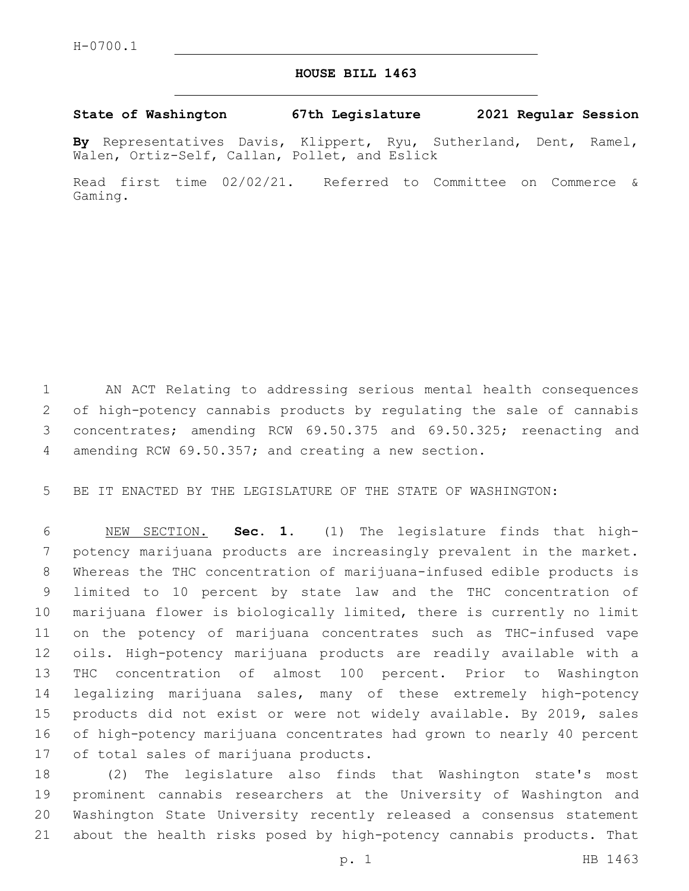H-0700.1

# HOUSE BILL 1463

**State of Washington 67th Legislature 2021 Regular Session**

**By** Representatives Davis, Klippert, Ryu, Sutherland, Dent, Ramel, Walen, Ortiz-Self, Callan, Pollet, and Eslick

Read first time 02/02/21. Referred to Committee on Commerce & Gaming.

AN ACT Relating to addressing serious mental health consequences of high-potency cannabis products by regulating the sale of cannabis concentrates; amending RCW 69.50.375 and 69.50.325; reenacting and amending RCW 69.50.357; and creating a new section.

BE IT ENACTED BY THE LEGISLATURE OF THE STATE OF WASHINGTON:

NEW SECTION. **Sec. 1.** (1) The legislature finds that high-potency marijuana products are increasingly prevalent in the market. Whereas the THC concentration of marijuana-infused edible products is limited to 10 percent by state law and the THC concentration of marijuana flower is biologically limited, there is currently no limit on the potency of marijuana concentrates such as THC-infused vape oils. High-potency marijuana products are readily available with a THC concentration of almost 100 percent. Prior to Washington legalizing marijuana sales, many of these extremely high-potency products did not exist or were not widely available. By 2019, sales of high-potency marijuana concentrates had grown to nearly 40 percent of total sales of marijuana products.

(2) The legislature also finds that Washington state's most prominent cannabis researchers at the University of Washington and Washington State University recently released a consensus statement about the health risks posed by high-potency cannabis products. That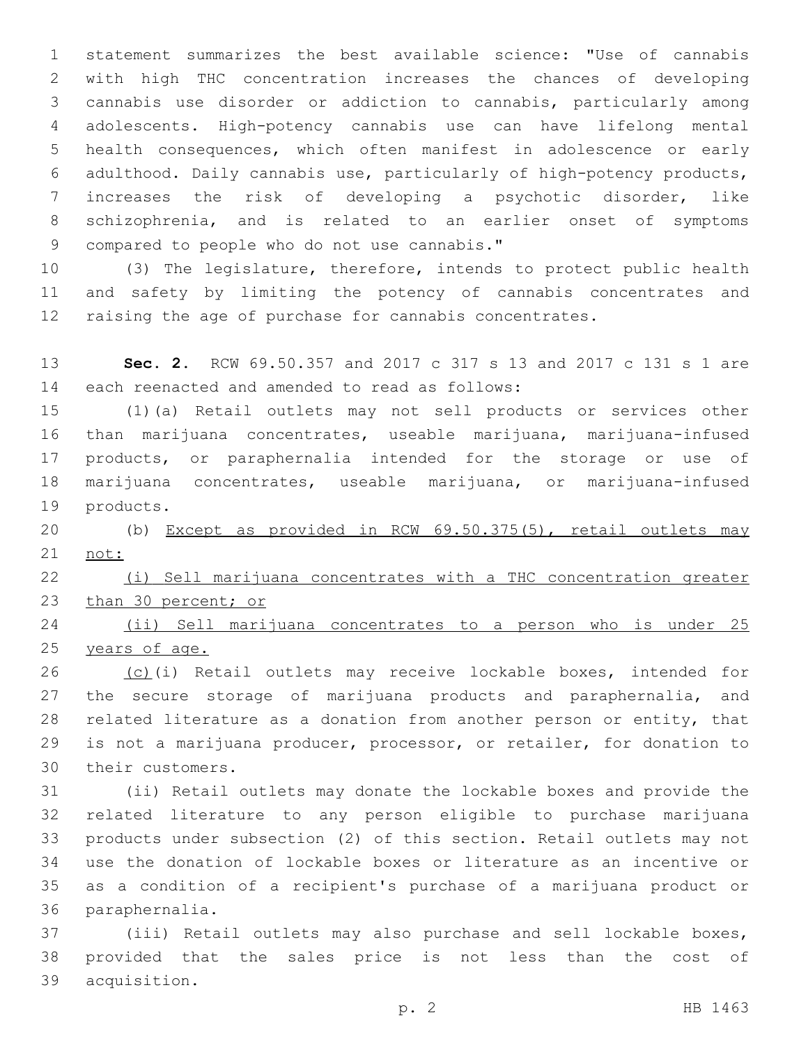statement summarizes the best available science: "Use of cannabis with high THC concentration increases the chances of developing cannabis use disorder or addiction to cannabis, particularly among adolescents. High-potency cannabis use can have lifelong mental health consequences, which often manifest in adolescence or early adulthood. Daily cannabis use, particularly of high-potency products, increases the risk of developing a psychotic disorder, like schizophrenia, and is related to an earlier onset of symptoms compared to people who do not use cannabis."

(3) The legislature, therefore, intends to protect public health and safety by limiting the potency of cannabis concentrates and raising the age of purchase for cannabis concentrates.

**Sec. 2.** RCW 69.50.357 and 2017 c 317 s 13 and 2017 c 131 s 1 are each reenacted and amended to read as follows:

(1)(a) Retail outlets may not sell products or services other than marijuana concentrates, useable marijuana, marijuana-infused products, or paraphernalia intended for the storage or use of marijuana concentrates, useable marijuana, or marijuana-infused products.

(b) Except as provided in RCW 69.50.375(5), retail outlets may not:

(i) Sell marijuana concentrates with a THC concentration greater than 30 percent; or

(ii) Sell marijuana concentrates to a person who is under 25 years of age.

(c)(i) Retail outlets may receive lockable boxes, intended for the secure storage of marijuana products and paraphernalia, and related literature as a donation from another person or entity, that is not a marijuana producer, processor, or retailer, for donation to their customers.

(ii) Retail outlets may donate the lockable boxes and provide the related literature to any person eligible to purchase marijuana products under subsection (2) of this section. Retail outlets may not use the donation of lockable boxes or literature as an incentive or as a condition of a recipient's purchase of a marijuana product or paraphernalia.

(iii) Retail outlets may also purchase and sell lockable boxes, provided that the sales price is not less than the cost of acquisition.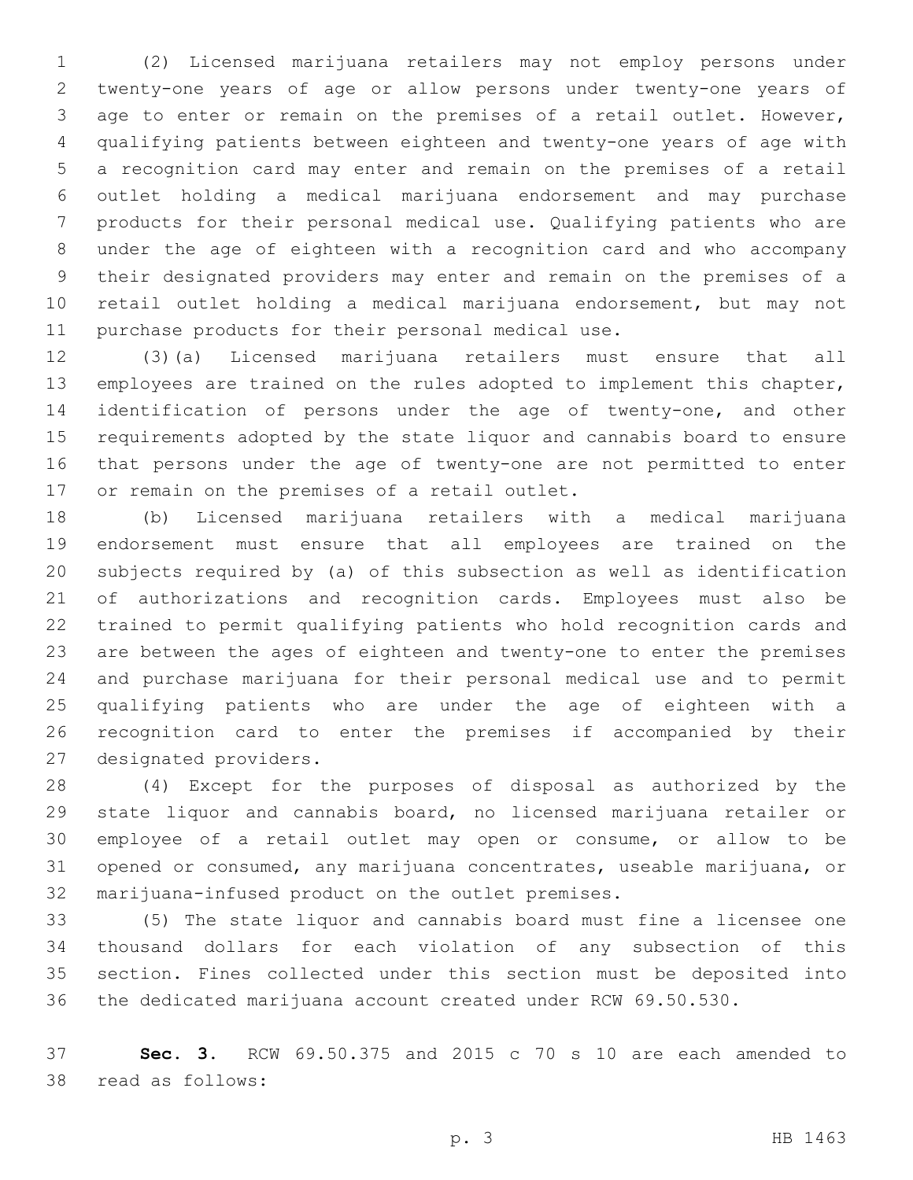(2) Licensed marijuana retailers may not employ persons under twenty-one years of age or allow persons under twenty-one years of age to enter or remain on the premises of a retail outlet. However, qualifying patients between eighteen and twenty-one years of age with a recognition card may enter and remain on the premises of a retail outlet holding a medical marijuana endorsement and may purchase products for their personal medical use. Qualifying patients who are under the age of eighteen with a recognition card and who accompany their designated providers may enter and remain on the premises of a retail outlet holding a medical marijuana endorsement, but may not purchase products for their personal medical use.

(3)(a) Licensed marijuana retailers must ensure that all employees are trained on the rules adopted to implement this chapter, identification of persons under the age of twenty-one, and other requirements adopted by the state liquor and cannabis board to ensure that persons under the age of twenty-one are not permitted to enter or remain on the premises of a retail outlet.

(b) Licensed marijuana retailers with a medical marijuana endorsement must ensure that all employees are trained on the subjects required by (a) of this subsection as well as identification of authorizations and recognition cards. Employees must also be trained to permit qualifying patients who hold recognition cards and are between the ages of eighteen and twenty-one to enter the premises and purchase marijuana for their personal medical use and to permit qualifying patients who are under the age of eighteen with a recognition card to enter the premises if accompanied by their designated providers.

(4) Except for the purposes of disposal as authorized by the state liquor and cannabis board, no licensed marijuana retailer or employee of a retail outlet may open or consume, or allow to be opened or consumed, any marijuana concentrates, useable marijuana, or marijuana-infused product on the outlet premises.

(5) The state liquor and cannabis board must fine a licensee one thousand dollars for each violation of any subsection of this section. Fines collected under this section must be deposited into the dedicated marijuana account created under RCW 69.50.530.

**Sec. 3.** RCW 69.50.375 and 2015 c 70 s 10 are each amended to read as follows: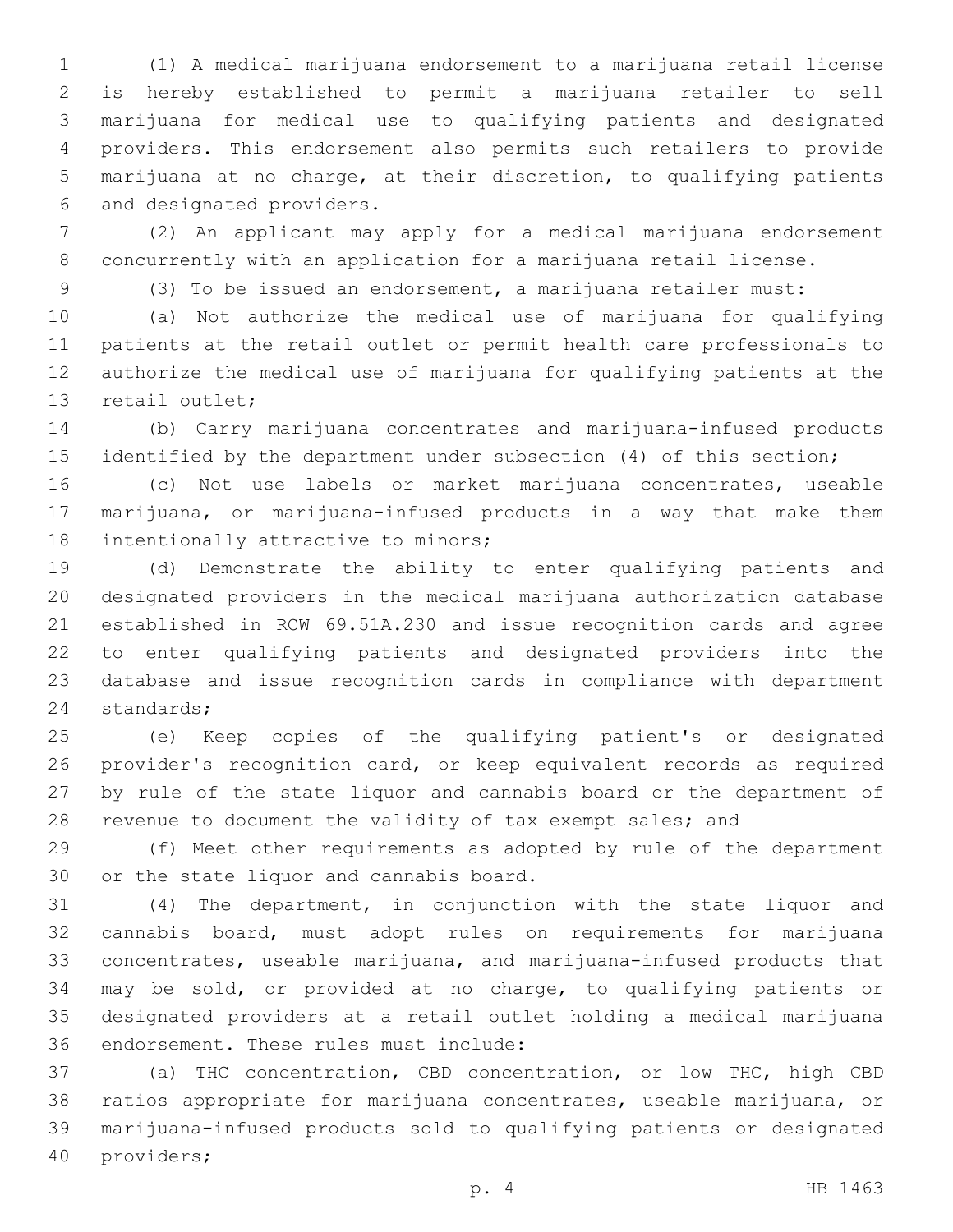(1) A medical marijuana endorsement to a marijuana retail license is hereby established to permit a marijuana retailer to sell marijuana for medical use to qualifying patients and designated providers. This endorsement also permits such retailers to provide marijuana at no charge, at their discretion, to qualifying patients and designated providers.

(2) An applicant may apply for a medical marijuana endorsement concurrently with an application for a marijuana retail license.

(3) To be issued an endorsement, a marijuana retailer must:

(a) Not authorize the medical use of marijuana for qualifying patients at the retail outlet or permit health care professionals to authorize the medical use of marijuana for qualifying patients at the retail outlet;

(b) Carry marijuana concentrates and marijuana-infused products identified by the department under subsection (4) of this section;

(c) Not use labels or market marijuana concentrates, useable marijuana, or marijuana-infused products in a way that make them intentionally attractive to minors;

(d) Demonstrate the ability to enter qualifying patients and designated providers in the medical marijuana authorization database established in RCW 69.51A.230 and issue recognition cards and agree to enter qualifying patients and designated providers into the database and issue recognition cards in compliance with department standards;

(e) Keep copies of the qualifying patient's or designated provider's recognition card, or keep equivalent records as required by rule of the state liquor and cannabis board or the department of revenue to document the validity of tax exempt sales; and

(f) Meet other requirements as adopted by rule of the department or the state liquor and cannabis board.

(4) The department, in conjunction with the state liquor and cannabis board, must adopt rules on requirements for marijuana concentrates, useable marijuana, and marijuana-infused products that may be sold, or provided at no charge, to qualifying patients or designated providers at a retail outlet holding a medical marijuana endorsement. These rules must include:

(a) THC concentration, CBD concentration, or low THC, high CBD ratios appropriate for marijuana concentrates, useable marijuana, or marijuana-infused products sold to qualifying patients or designated providers;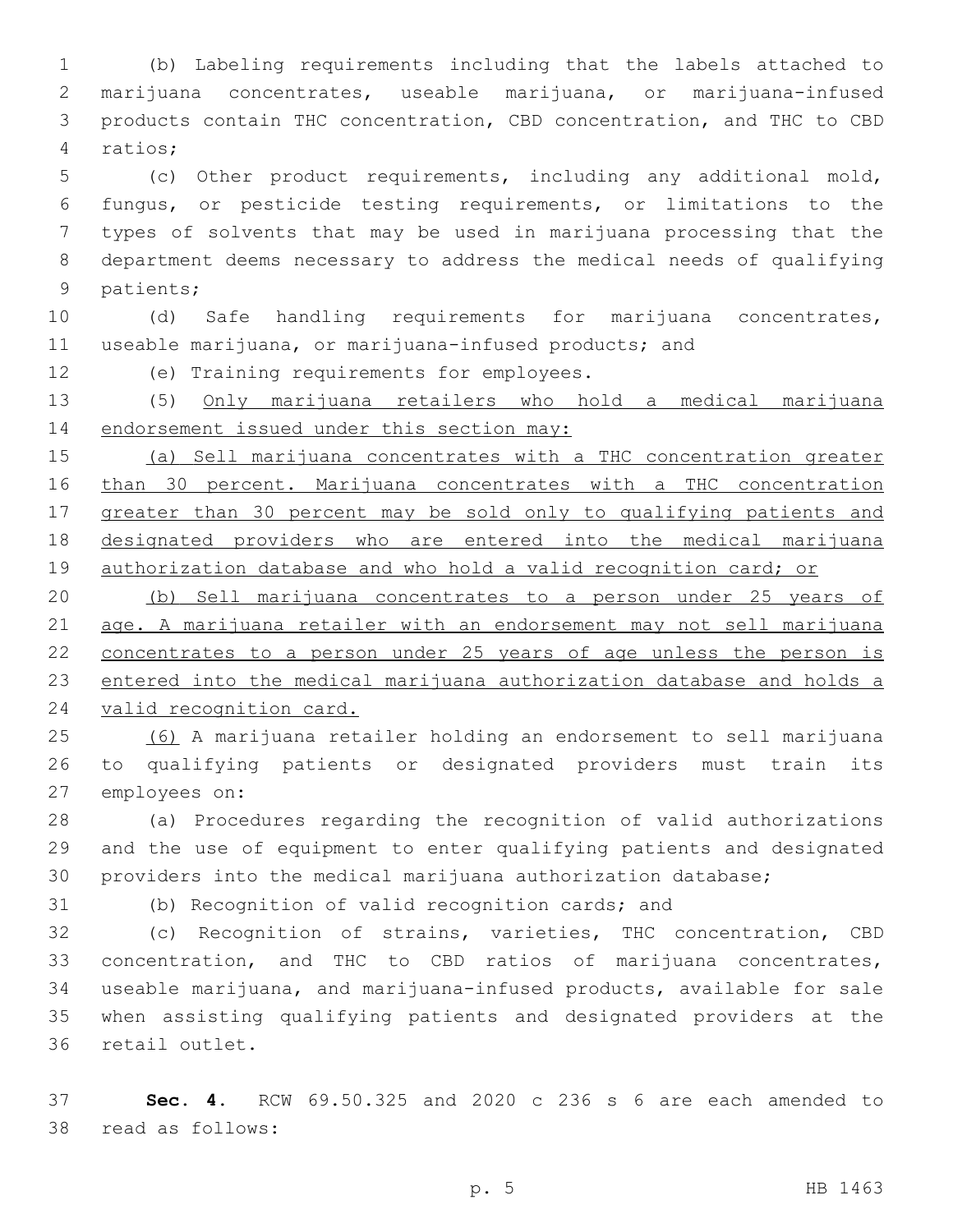(b) Labeling requirements including that the labels attached to marijuana concentrates, useable marijuana, or marijuana-infused products contain THC concentration, CBD concentration, and THC to CBD ratios;

(c) Other product requirements, including any additional mold, fungus, or pesticide testing requirements, or limitations to the types of solvents that may be used in marijuana processing that the department deems necessary to address the medical needs of qualifying patients;

(d) Safe handling requirements for marijuana concentrates, useable marijuana, or marijuana-infused products; and

(e) Training requirements for employees.

(5) <u>Only marijuana retailers who hold a medical marijuana endorsement issued under this section may:</u>

<u>(a) Sell marijuana concentrates with a THC concentration greater than 30 percent. Marijuana concentrates with a THC concentration greater than 30 percent may be sold only to qualifying patients and designated providers who are entered into the medical marijuana authorization database and who hold a valid recognition card; or</u>

<u>(b) Sell marijuana concentrates to a person under 25 years of age. A marijuana retailer with an endorsement may not sell marijuana concentrates to a person under 25 years of age unless the person is entered into the medical marijuana authorization database and holds a valid recognition card.</u>

<u>(6)</u> A marijuana retailer holding an endorsement to sell marijuana to qualifying patients or designated providers must train its employees on:

(a) Procedures regarding the recognition of valid authorizations and the use of equipment to enter qualifying patients and designated providers into the medical marijuana authorization database;

(b) Recognition of valid recognition cards; and

(c) Recognition of strains, varieties, THC concentration, CBD concentration, and THC to CBD ratios of marijuana concentrates, useable marijuana, and marijuana-infused products, available for sale when assisting qualifying patients and designated providers at the retail outlet.

**Sec. 4.** RCW 69.50.325 and 2020 c 236 s 6 are each amended to read as follows: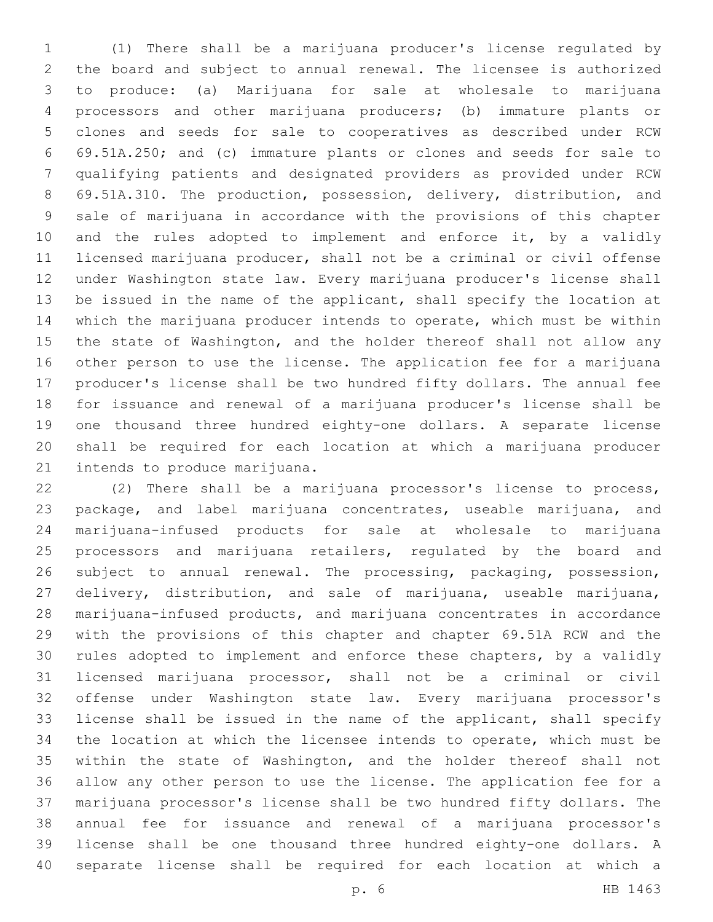(1) There shall be a marijuana producer's license regulated by the board and subject to annual renewal. The licensee is authorized to produce: (a) Marijuana for sale at wholesale to marijuana processors and other marijuana producers; (b) immature plants or clones and seeds for sale to cooperatives as described under RCW 69.51A.250; and (c) immature plants or clones and seeds for sale to qualifying patients and designated providers as provided under RCW 69.51A.310. The production, possession, delivery, distribution, and sale of marijuana in accordance with the provisions of this chapter and the rules adopted to implement and enforce it, by a validly licensed marijuana producer, shall not be a criminal or civil offense under Washington state law. Every marijuana producer's license shall be issued in the name of the applicant, shall specify the location at which the marijuana producer intends to operate, which must be within the state of Washington, and the holder thereof shall not allow any other person to use the license. The application fee for a marijuana producer's license shall be two hundred fifty dollars. The annual fee for issuance and renewal of a marijuana producer's license shall be one thousand three hundred eighty-one dollars. A separate license shall be required for each location at which a marijuana producer intends to produce marijuana.

(2) There shall be a marijuana processor's license to process, package, and label marijuana concentrates, useable marijuana, and marijuana-infused products for sale at wholesale to marijuana processors and marijuana retailers, regulated by the board and subject to annual renewal. The processing, packaging, possession, delivery, distribution, and sale of marijuana, useable marijuana, marijuana-infused products, and marijuana concentrates in accordance with the provisions of this chapter and chapter 69.51A RCW and the rules adopted to implement and enforce these chapters, by a validly licensed marijuana processor, shall not be a criminal or civil offense under Washington state law. Every marijuana processor's license shall be issued in the name of the applicant, shall specify the location at which the licensee intends to operate, which must be within the state of Washington, and the holder thereof shall not allow any other person to use the license. The application fee for a marijuana processor's license shall be two hundred fifty dollars. The annual fee for issuance and renewal of a marijuana processor's license shall be one thousand three hundred eighty-one dollars. A separate license shall be required for each location at which a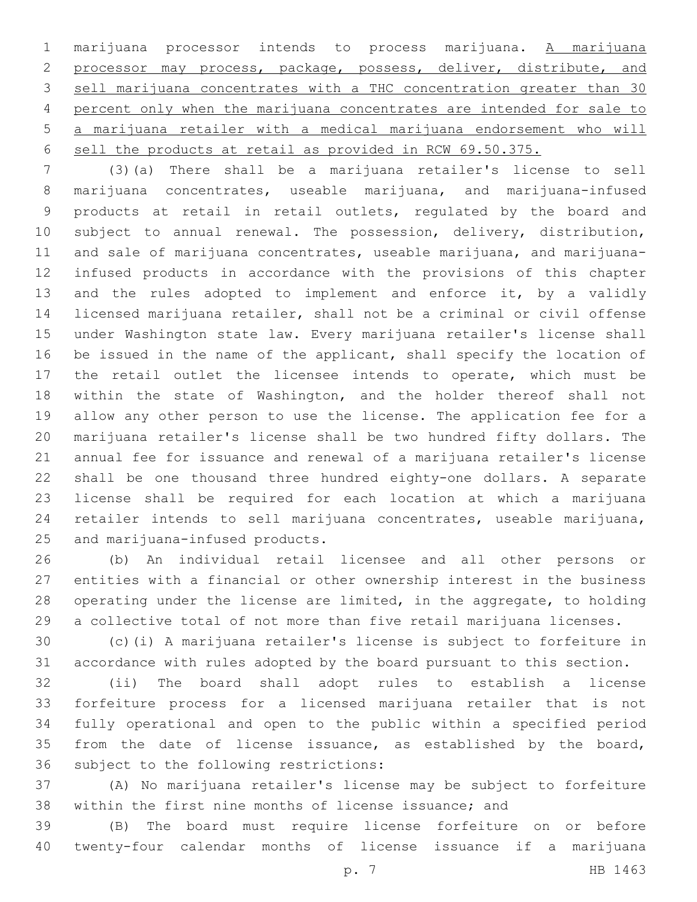marijuana processor intends to process marijuana. <u>A marijuana processor may process, package, possess, deliver, distribute, and sell marijuana concentrates with a THC concentration greater than 30 percent only when the marijuana concentrates are intended for sale to a marijuana retailer with a medical marijuana endorsement who will sell the products at retail as provided in RCW 69.50.375.</u>

(3)(a) There shall be a marijuana retailer's license to sell marijuana concentrates, useable marijuana, and marijuana-infused products at retail in retail outlets, regulated by the board and subject to annual renewal. The possession, delivery, distribution, and sale of marijuana concentrates, useable marijuana, and marijuana-infused products in accordance with the provisions of this chapter and the rules adopted to implement and enforce it, by a validly licensed marijuana retailer, shall not be a criminal or civil offense under Washington state law. Every marijuana retailer's license shall be issued in the name of the applicant, shall specify the location of the retail outlet the licensee intends to operate, which must be within the state of Washington, and the holder thereof shall not allow any other person to use the license. The application fee for a marijuana retailer's license shall be two hundred fifty dollars. The annual fee for issuance and renewal of a marijuana retailer's license shall be one thousand three hundred eighty-one dollars. A separate license shall be required for each location at which a marijuana retailer intends to sell marijuana concentrates, useable marijuana, and marijuana-infused products.

(b) An individual retail licensee and all other persons or entities with a financial or other ownership interest in the business operating under the license are limited, in the aggregate, to holding a collective total of not more than five retail marijuana licenses.

(c)(i) A marijuana retailer's license is subject to forfeiture in accordance with rules adopted by the board pursuant to this section.

(ii) The board shall adopt rules to establish a license forfeiture process for a licensed marijuana retailer that is not fully operational and open to the public within a specified period from the date of license issuance, as established by the board, subject to the following restrictions:

(A) No marijuana retailer's license may be subject to forfeiture within the first nine months of license issuance; and

(B) The board must require license forfeiture on or before twenty-four calendar months of license issuance if a marijuana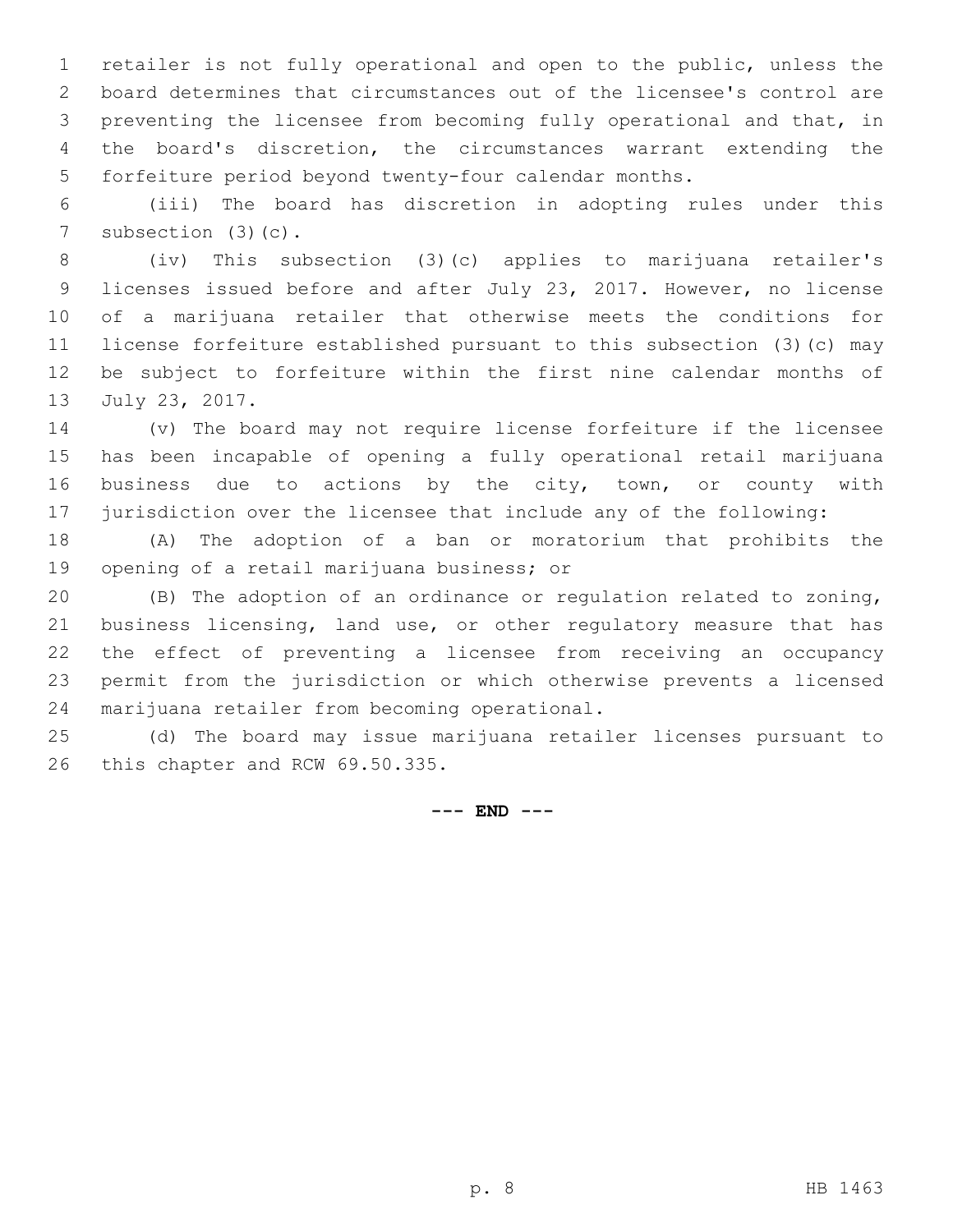retailer is not fully operational and open to the public, unless the board determines that circumstances out of the licensee's control are preventing the licensee from becoming fully operational and that, in the board's discretion, the circumstances warrant extending the forfeiture period beyond twenty-four calendar months.

(iii) The board has discretion in adopting rules under this subsection (3)(c).

(iv) This subsection (3)(c) applies to marijuana retailer's licenses issued before and after July 23, 2017. However, no license of a marijuana retailer that otherwise meets the conditions for license forfeiture established pursuant to this subsection (3)(c) may be subject to forfeiture within the first nine calendar months of July 23, 2017.

(v) The board may not require license forfeiture if the licensee has been incapable of opening a fully operational retail marijuana business due to actions by the city, town, or county with jurisdiction over the licensee that include any of the following:

(A) The adoption of a ban or moratorium that prohibits the opening of a retail marijuana business; or

(B) The adoption of an ordinance or regulation related to zoning, business licensing, land use, or other regulatory measure that has the effect of preventing a licensee from receiving an occupancy permit from the jurisdiction or which otherwise prevents a licensed marijuana retailer from becoming operational.

(d) The board may issue marijuana retailer licenses pursuant to this chapter and RCW 69.50.335.

**--- END ---**